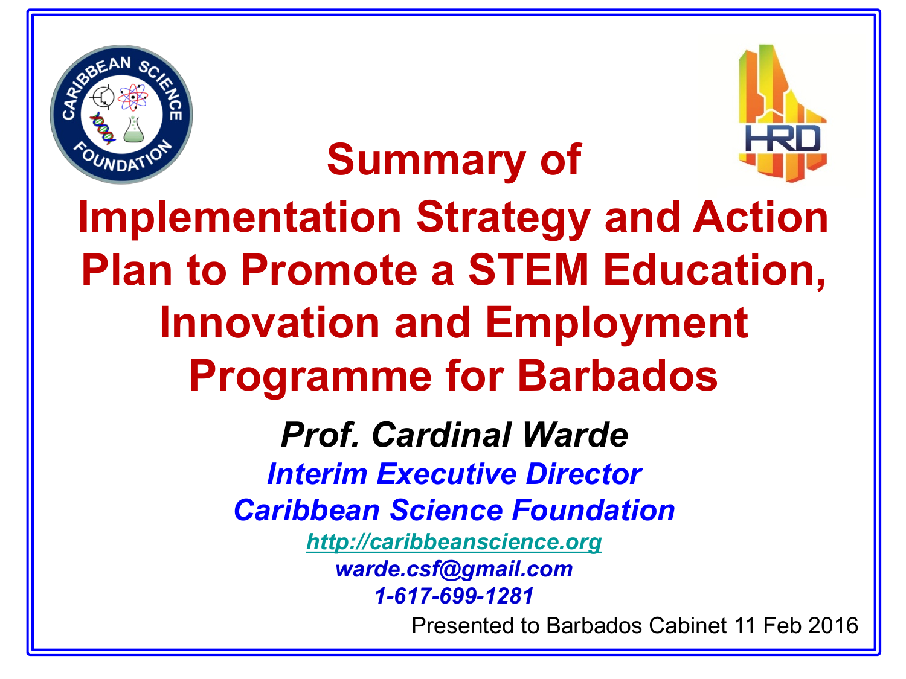# Summary of Implementation Strategy and Action Plan to Promote a STEM Education, Innovation and Employment Programme for Barbados

***Prof. Cardinal Warde***

***Interim Executive Director***

***Caribbean Science Foundation***

*http://caribbeanscience.org*

*warde.csf@gmail.com*

*1-617-699-1281*

Presented to Barbados Cabinet 11 Feb 2016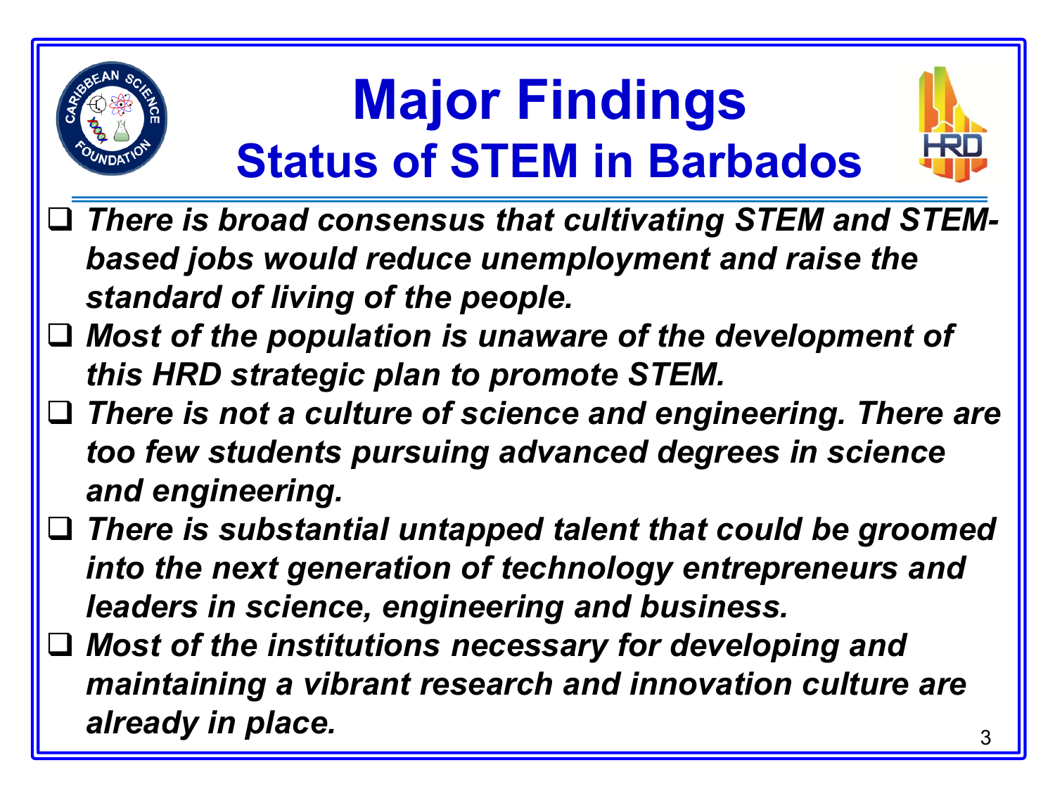# Major Findings

## Status of STEM in Barbados

- *There is broad consensus that cultivating STEM and STEM-based jobs would reduce unemployment and raise the standard of living of the people.*
- *Most of the population is unaware of the development of this HRD strategic plan to promote STEM.*
- *There is not a culture of science and engineering. There are too few students pursuing advanced degrees in science and engineering.*
- *There is substantial untapped talent that could be groomed into the next generation of technology entrepreneurs and leaders in science, engineering and business.*
- *Most of the institutions necessary for developing and maintaining a vibrant research and innovation culture are already in place.*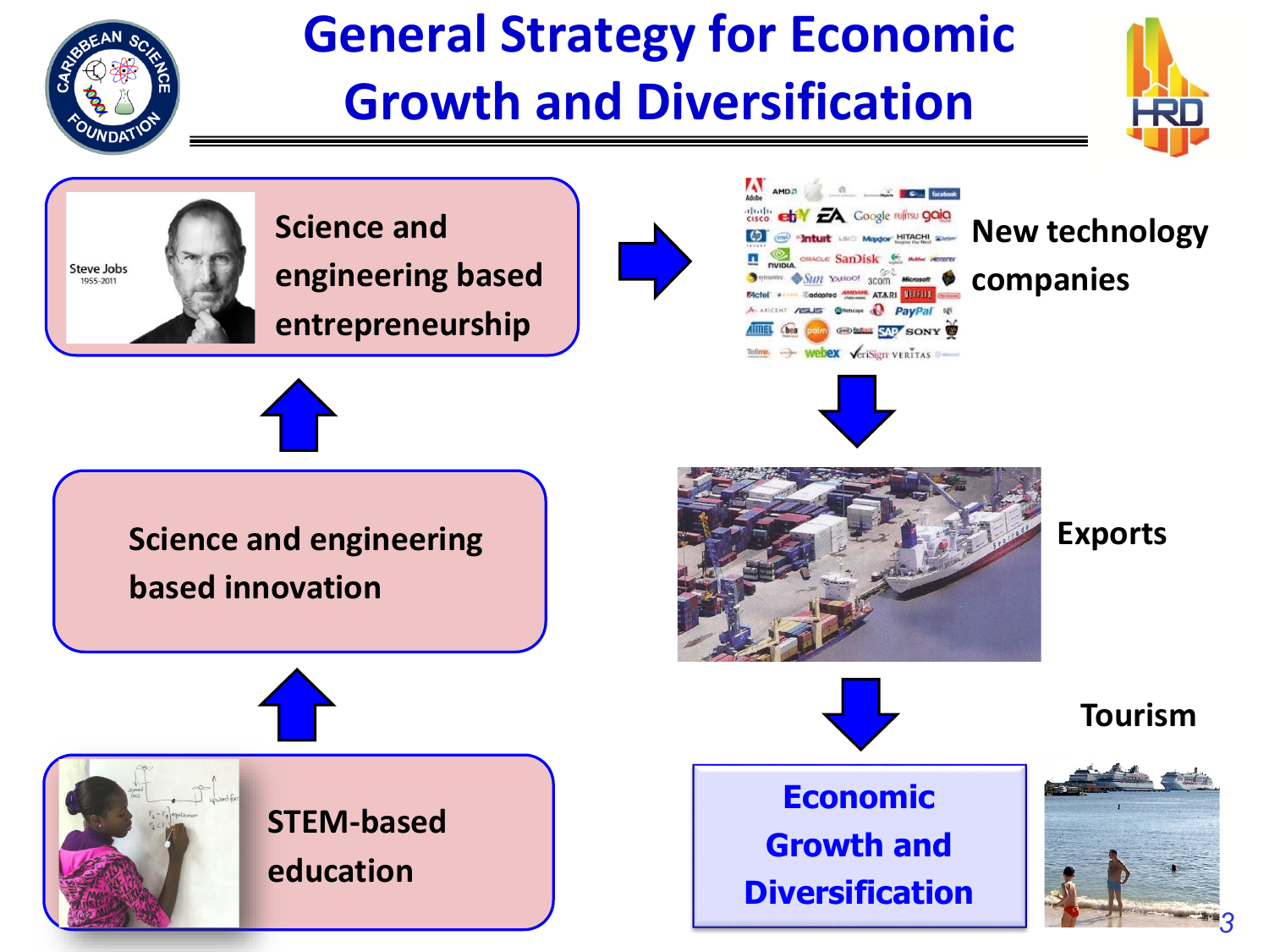# General Strategy for Economic Growth and Diversification

STEM-based education

Science and engineering based innovation

Science and engineering based entrepreneurship

New technology companies

Exports

Tourism

Economic Growth and Diversification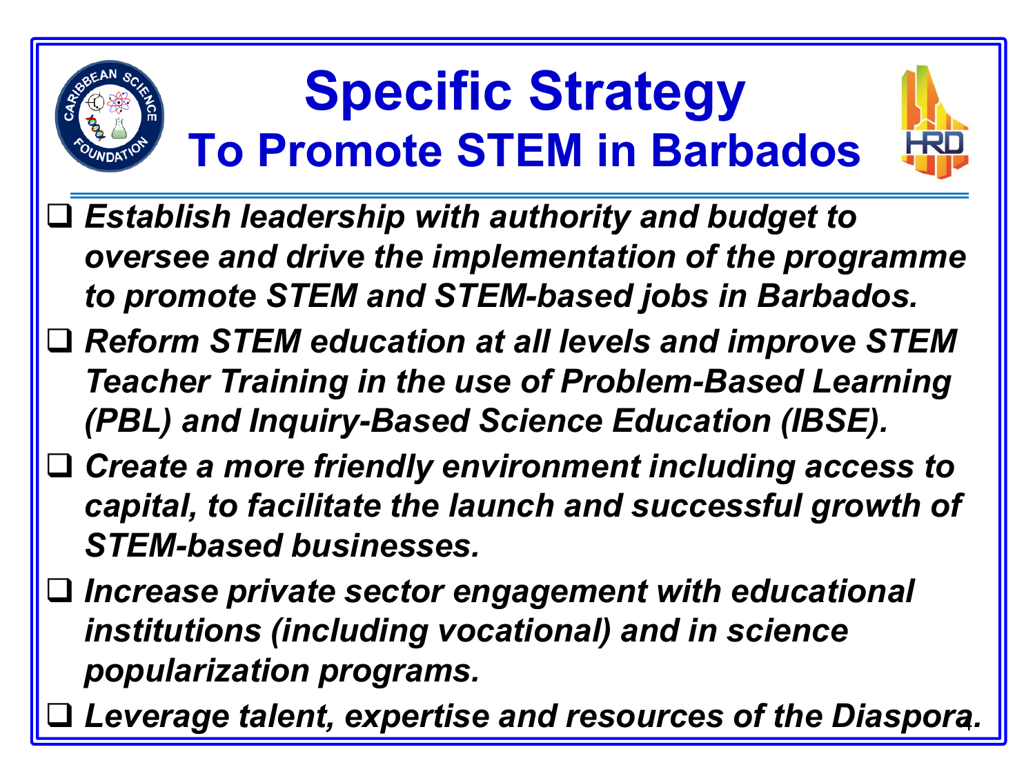# Specific Strategy

## To Promote STEM in Barbados

- ***Establish leadership with authority and budget to oversee and drive the implementation of the programme to promote STEM and STEM-based jobs in Barbados.***
- ***Reform STEM education at all levels and improve STEM Teacher Training in the use of Problem-Based Learning (PBL) and Inquiry-Based Science Education (IBSE).***
- ***Create a more friendly environment including access to capital, to facilitate the launch and successful growth of STEM-based businesses.***
- ***Increase private sector engagement with educational institutions (including vocational) and in science popularization programs.***
- ***Leverage talent, expertise and resources of the Diaspora.***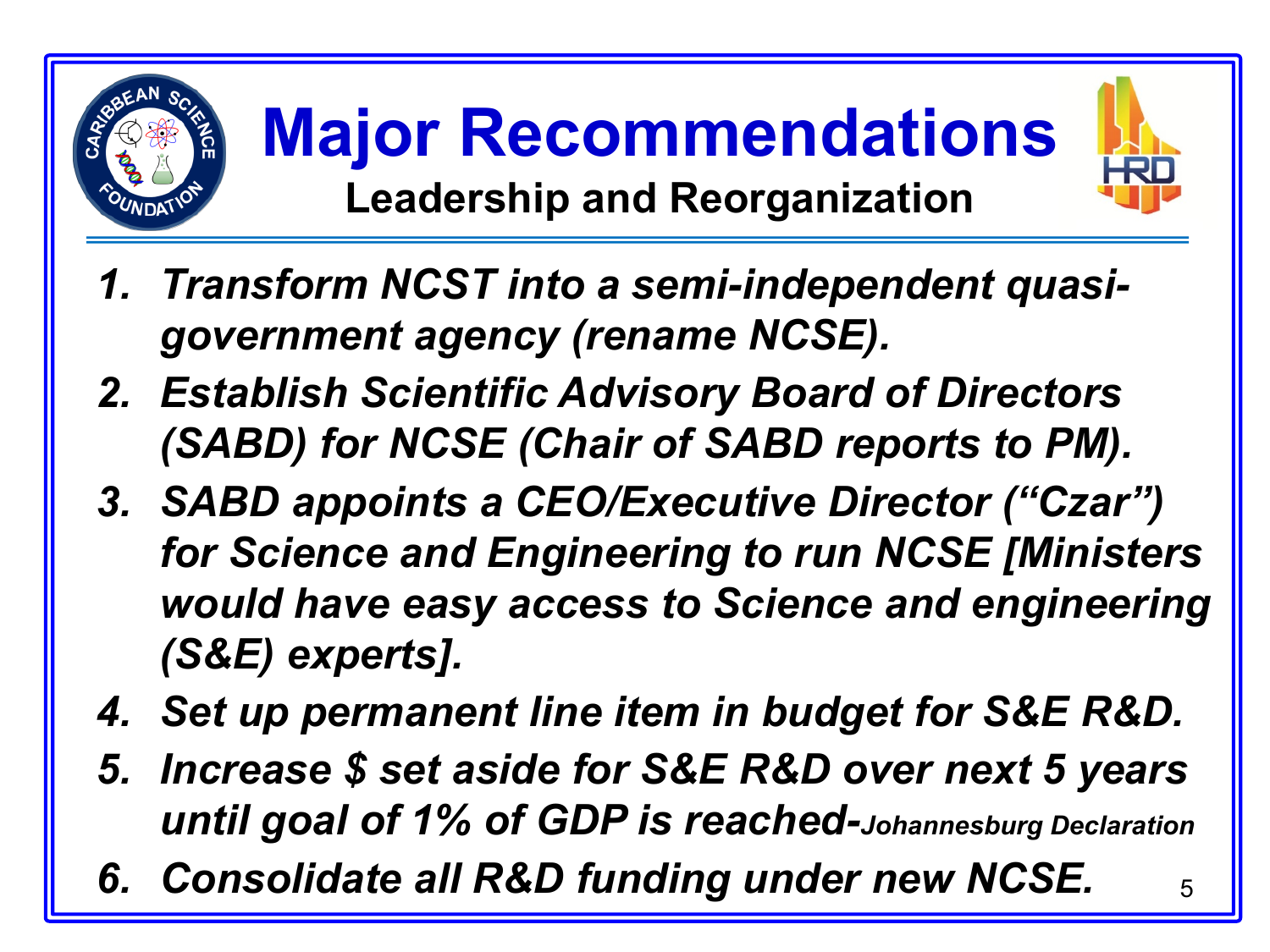# Major Recommendations

## Leadership and Reorganization

1. *Transform NCST into a semi-independent quasi-government agency (rename NCSE).*
2. *Establish Scientific Advisory Board of Directors (SABD) for NCSE (Chair of SABD reports to PM).*
3. *SABD appoints a CEO/Executive Director ("Czar") for Science and Engineering to run NCSE [Ministers would have easy access to Science and engineering (S&E) experts].*
4. *Set up permanent line item in budget for S&E R&D.*
5. *Increase $ set aside for S&E R&D over next 5 years until goal of 1% of GDP is reached-Johannesburg Declaration*
6. *Consolidate all R&D funding under new NCSE.*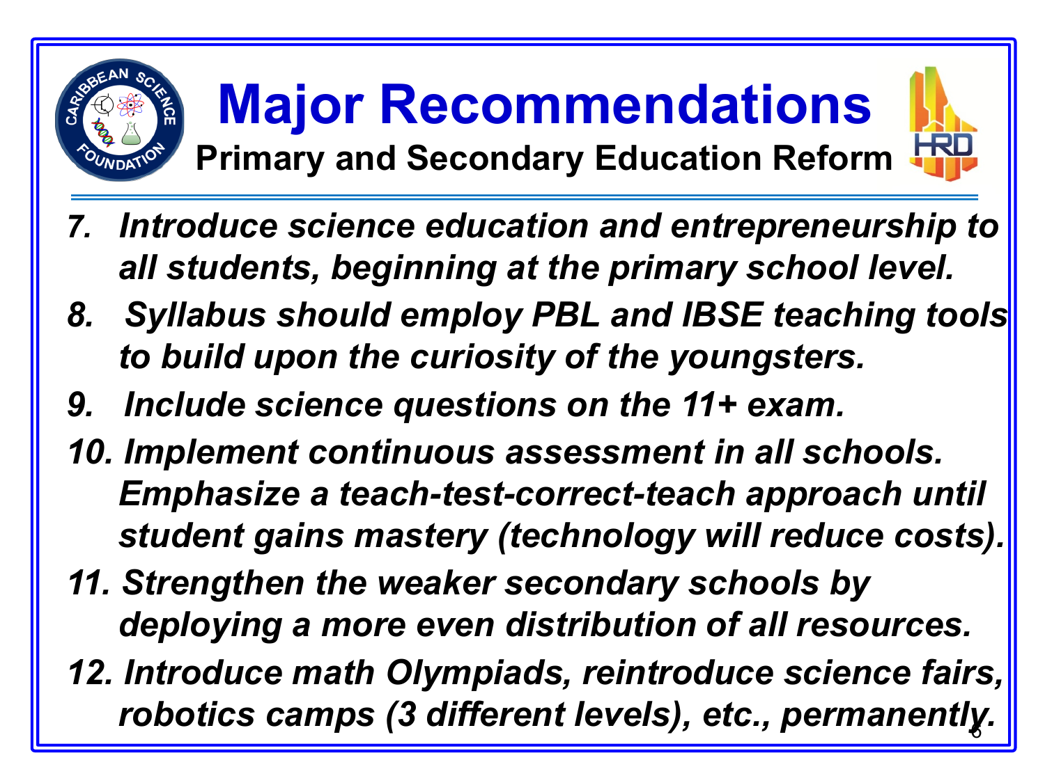# Major Recommendations

## Primary and Secondary Education Reform

7. *Introduce science education and entrepreneurship to all students, beginning at the primary school level.*
8. *Syllabus should employ PBL and IBSE teaching tools to build upon the curiosity of the youngsters.*
9. *Include science questions on the 11+ exam.*
10. *Implement continuous assessment in all schools. Emphasize a teach-test-correct-teach approach until student gains mastery (technology will reduce costs).*
11. *Strengthen the weaker secondary schools by deploying a more even distribution of all resources.*
12. *Introduce math Olympiads, reintroduce science fairs, robotics camps (3 different levels), etc., permanently.*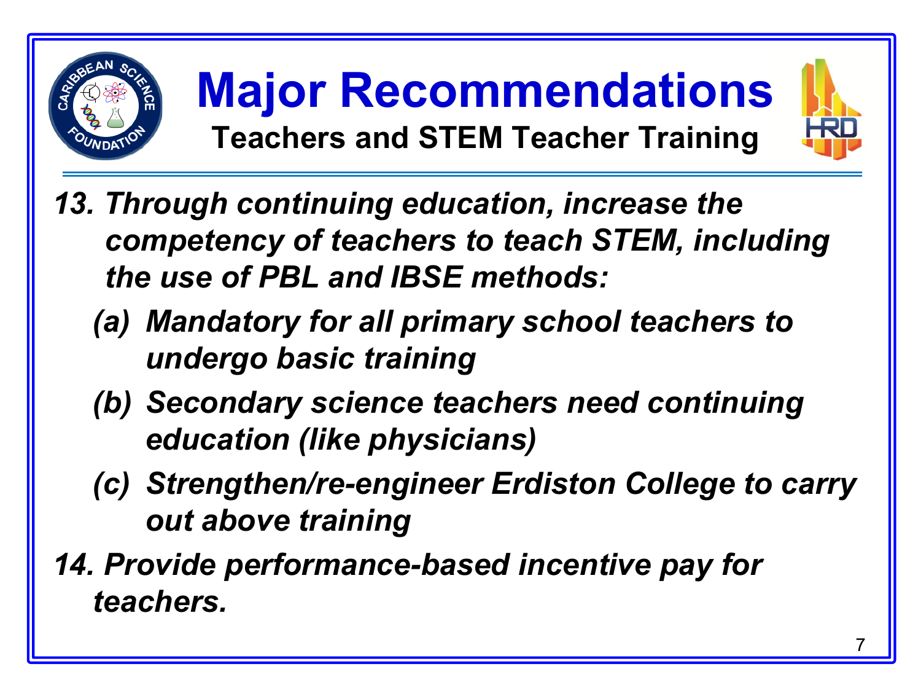# Major Recommendations

## Teachers and STEM Teacher Training

*13. Through continuing education, increase the competency of teachers to teach STEM, including the use of PBL and IBSE methods:*

- *(a) Mandatory for all primary school teachers to undergo basic training*
- *(b) Secondary science teachers need continuing education (like physicians)*
- *(c) Strengthen/re-engineer Erdiston College to carry out above training*

*14. Provide performance-based incentive pay for teachers.*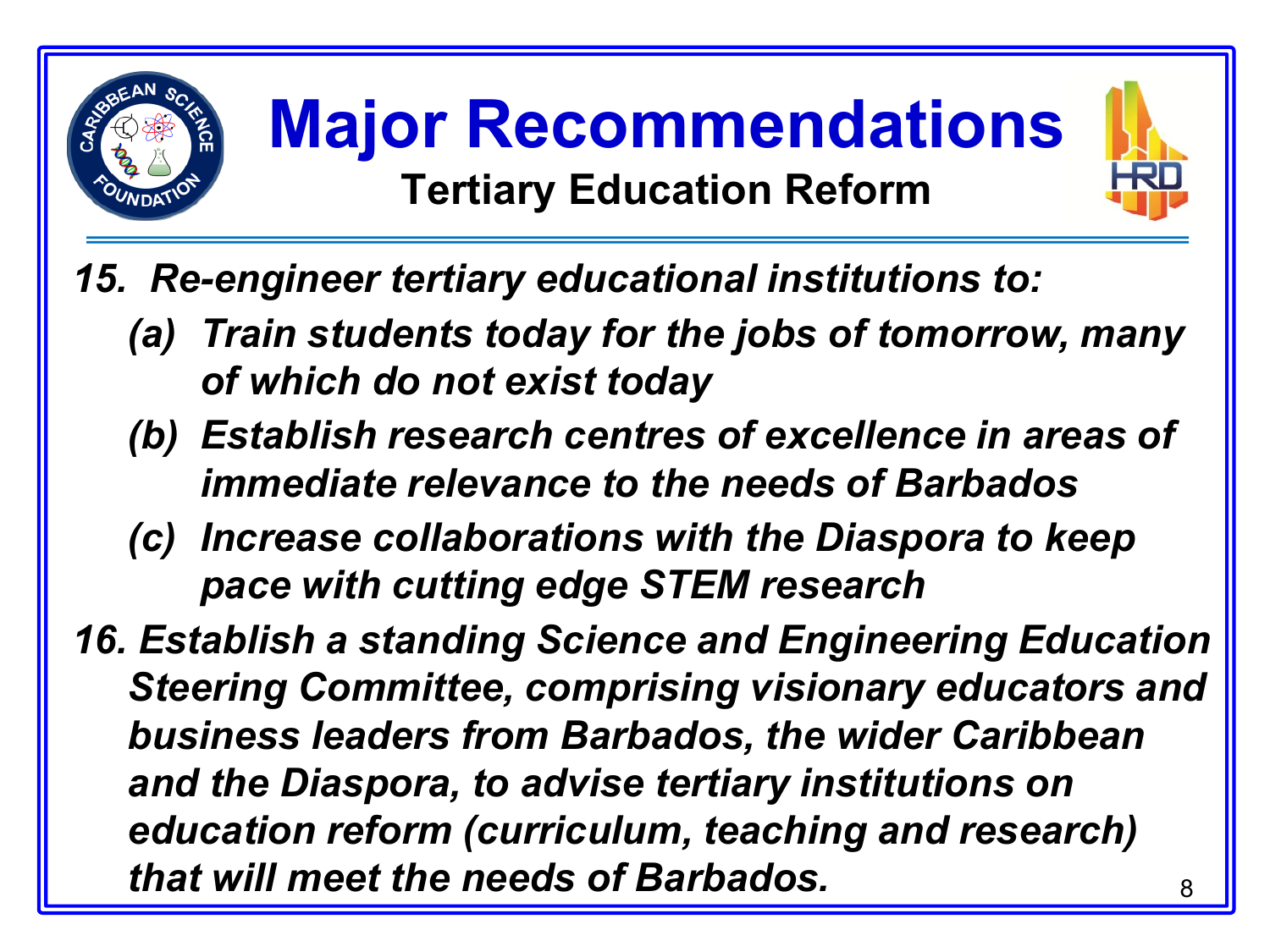# Major Recommendations

## Tertiary Education Reform

*15. Re-engineer tertiary educational institutions to:*

- *(a) Train students today for the jobs of tomorrow, many of which do not exist today*
- *(b) Establish research centres of excellence in areas of immediate relevance to the needs of Barbados*
- *(c) Increase collaborations with the Diaspora to keep pace with cutting edge STEM research*

*16. Establish a standing Science and Engineering Education Steering Committee, comprising visionary educators and business leaders from Barbados, the wider Caribbean and the Diaspora, to advise tertiary institutions on education reform (curriculum, teaching and research) that will meet the needs of Barbados.*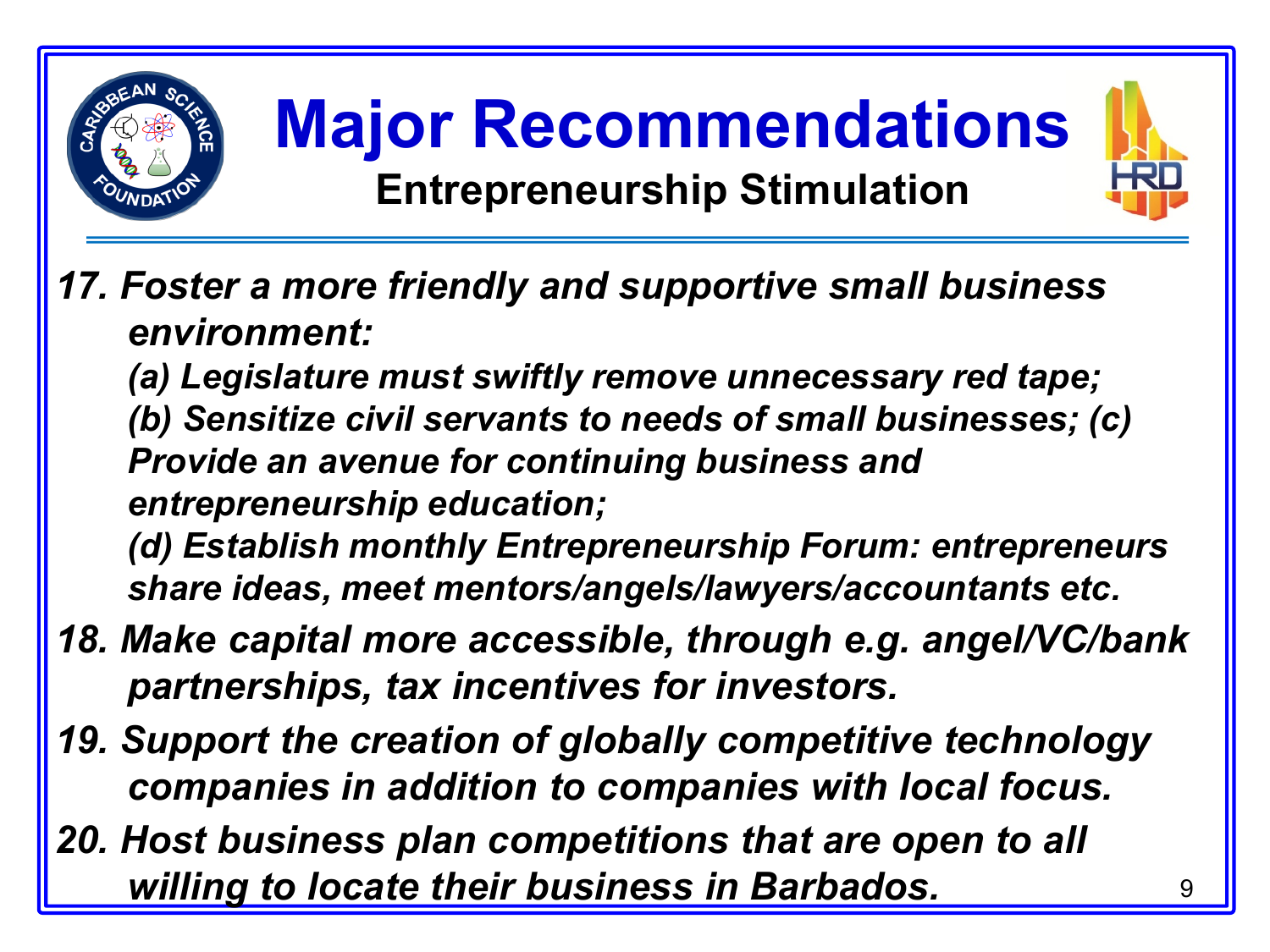# Major Recommendations

## Entrepreneurship Stimulation

17. *Foster a more friendly and supportive small business environment:*
    *(a) Legislature must swiftly remove unnecessary red tape;*
    *(b) Sensitize civil servants to needs of small businesses; (c) Provide an avenue for continuing business and entrepreneurship education;*
    *(d) Establish monthly Entrepreneurship Forum: entrepreneurs share ideas, meet mentors/angels/lawyers/accountants etc.*
18. *Make capital more accessible, through e.g. angel/VC/bank partnerships, tax incentives for investors.*
19. *Support the creation of globally competitive technology companies in addition to companies with local focus.*
20. *Host business plan competitions that are open to all willing to locate their business in Barbados.*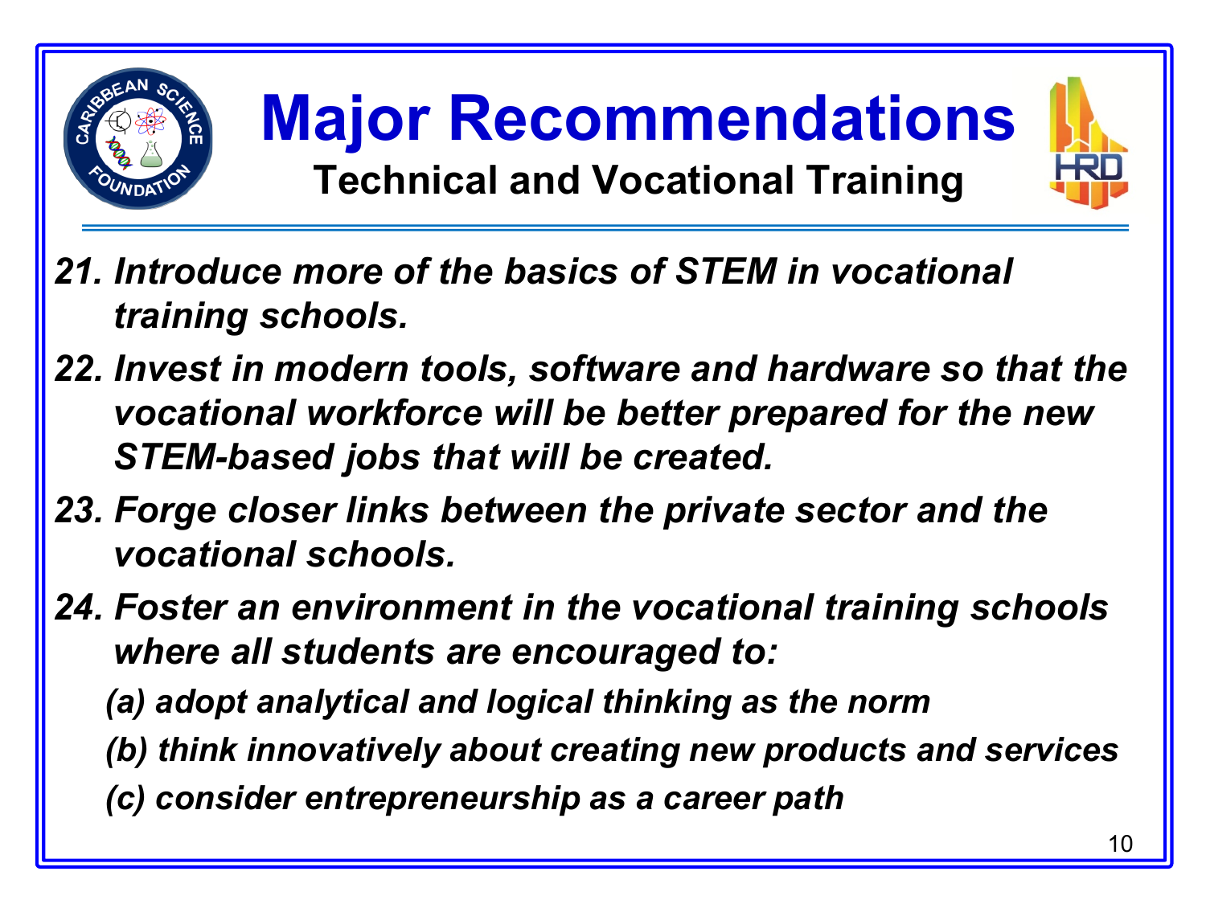# Major Recommendations

## Technical and Vocational Training

21. *Introduce more of the basics of STEM in vocational training schools.*
22. *Invest in modern tools, software and hardware so that the vocational workforce will be better prepared for the new STEM-based jobs that will be created.*
23. *Forge closer links between the private sector and the vocational schools.*
24. *Foster an environment in the vocational training schools where all students are encouraged to:*
    - *(a) adopt analytical and logical thinking as the norm*
    - *(b) think innovatively about creating new products and services*
    - *(c) consider entrepreneurship as a career path*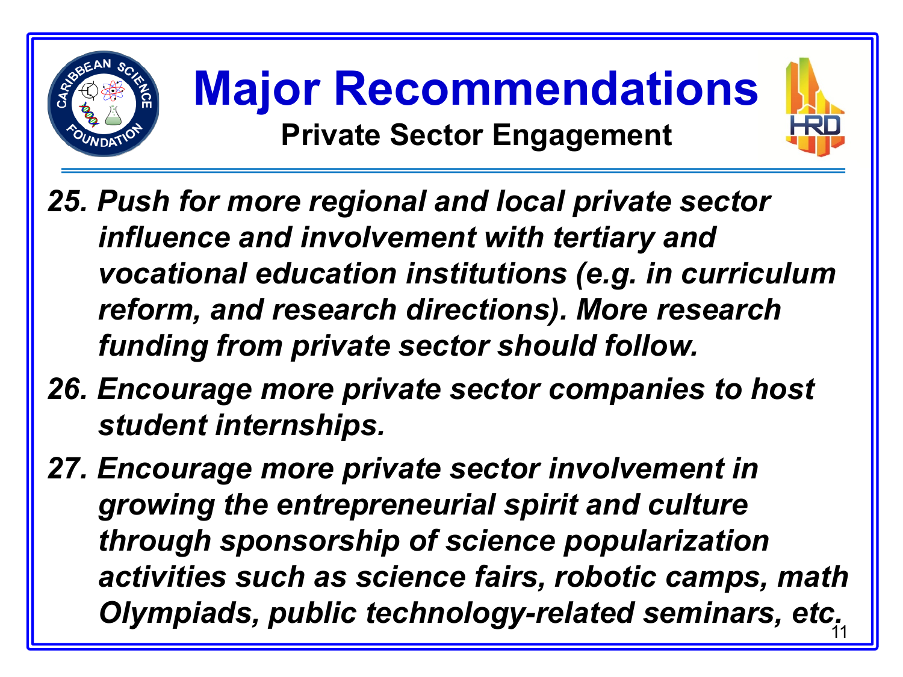# Major Recommendations

## Private Sector Engagement

25. *Push for more regional and local private sector influence and involvement with tertiary and vocational education institutions (e.g. in curriculum reform, and research directions). More research funding from private sector should follow.*
26. *Encourage more private sector companies to host student internships.*
27. *Encourage more private sector involvement in growing the entrepreneurial spirit and culture through sponsorship of science popularization activities such as science fairs, robotic camps, math Olympiads, public technology-related seminars, etc.*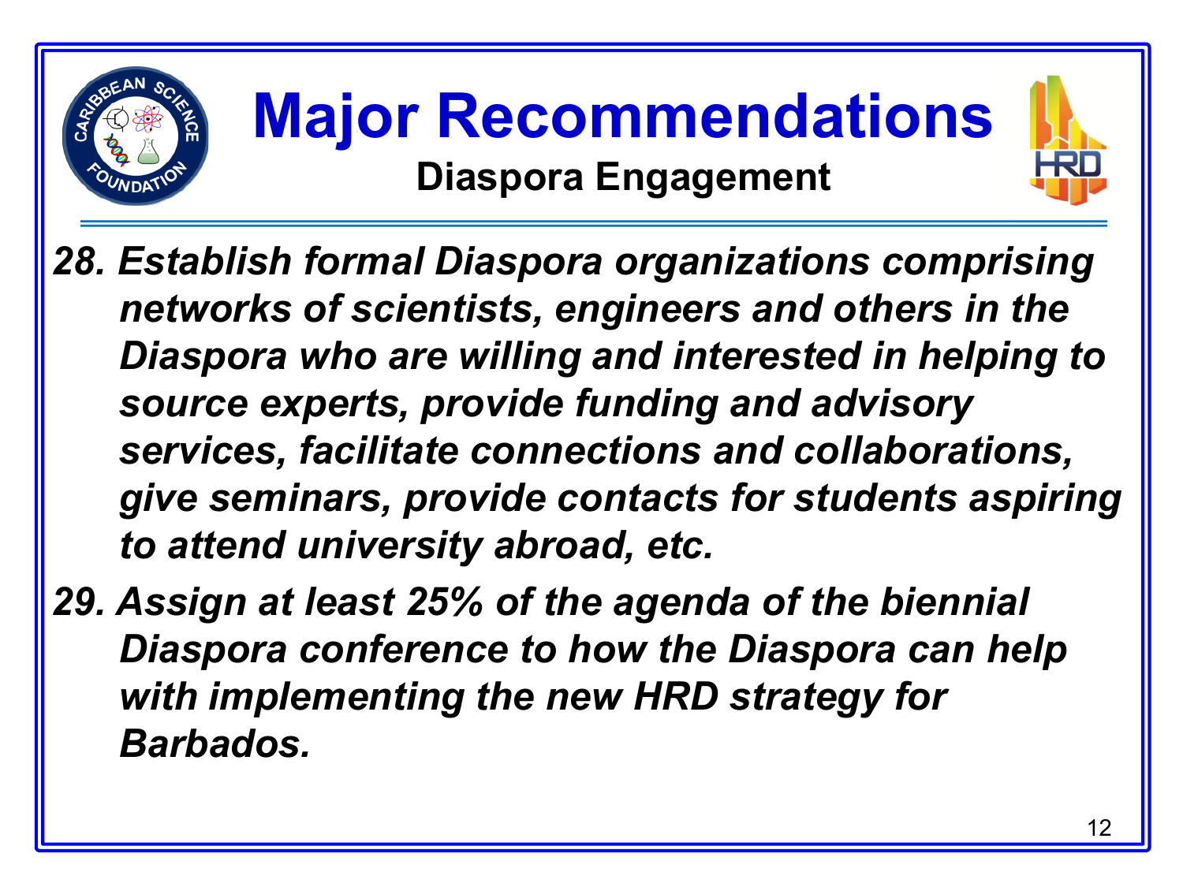# Major Recommendations

## Diaspora Engagement

28. *Establish formal Diaspora organizations comprising networks of scientists, engineers and others in the Diaspora who are willing and interested in helping to source experts, provide funding and advisory services, facilitate connections and collaborations, give seminars, provide contacts for students aspiring to attend university abroad, etc.*

29. *Assign at least 25% of the agenda of the biennial Diaspora conference to how the Diaspora can help with implementing the new HRD strategy for Barbados.*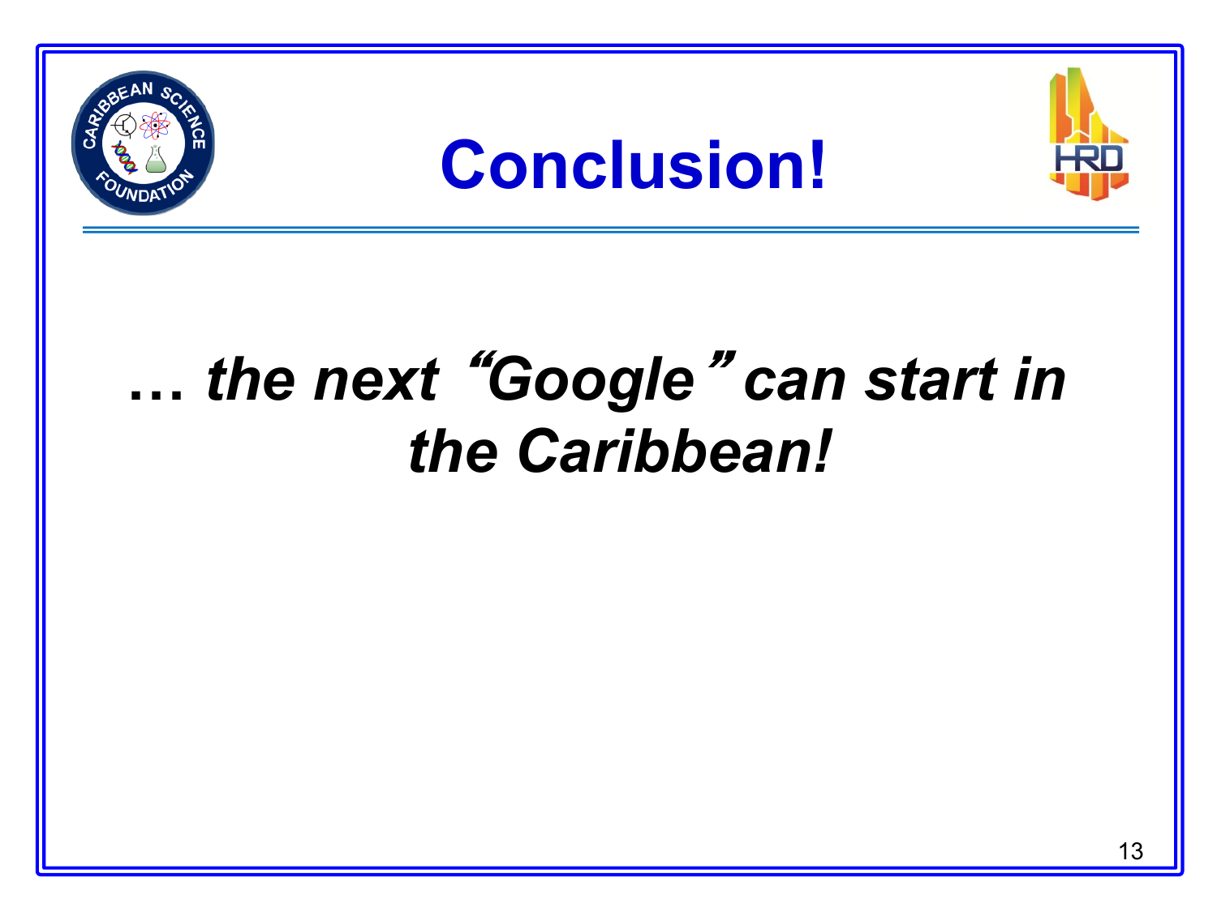# Conclusion!

***… the next "Google" can start in the Caribbean!***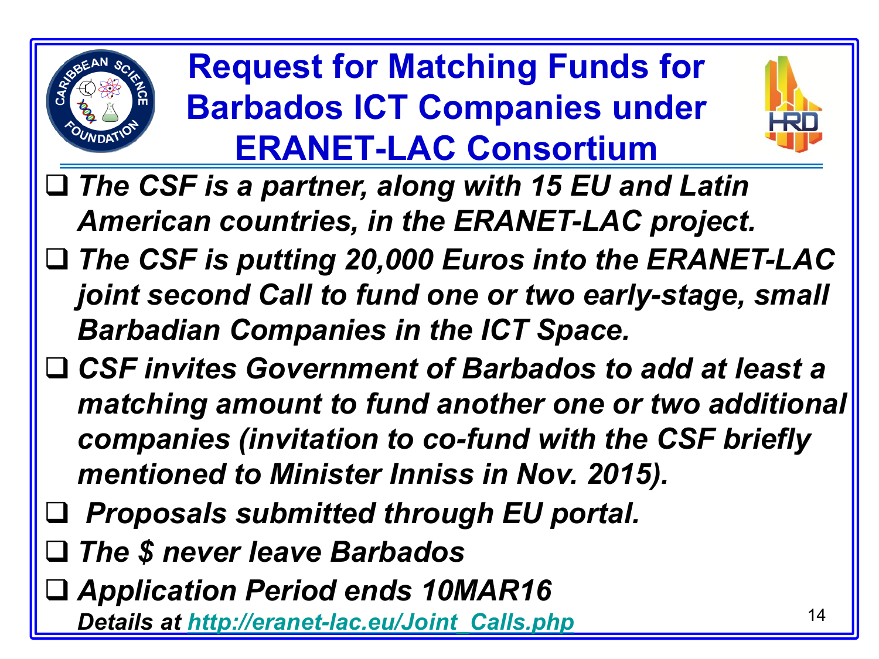# Request for Matching Funds for Barbados ICT Companies under ERANET-LAC Consortium

- *The CSF is a partner, along with 15 EU and Latin American countries, in the ERANET-LAC project.*
- *The CSF is putting 20,000 Euros into the ERANET-LAC joint second Call to fund one or two early-stage, small Barbadian Companies in the ICT Space.*
- *CSF invites Government of Barbados to add at least a matching amount to fund another one or two additional companies (invitation to co-fund with the CSF briefly mentioned to Minister Inniss in Nov. 2015).*
- *Proposals submitted through EU portal.*
- *The $ never leave Barbados*
- *Application Period ends 10MAR16*

***Details at http://eranet-lac.eu/Joint_Calls.php***